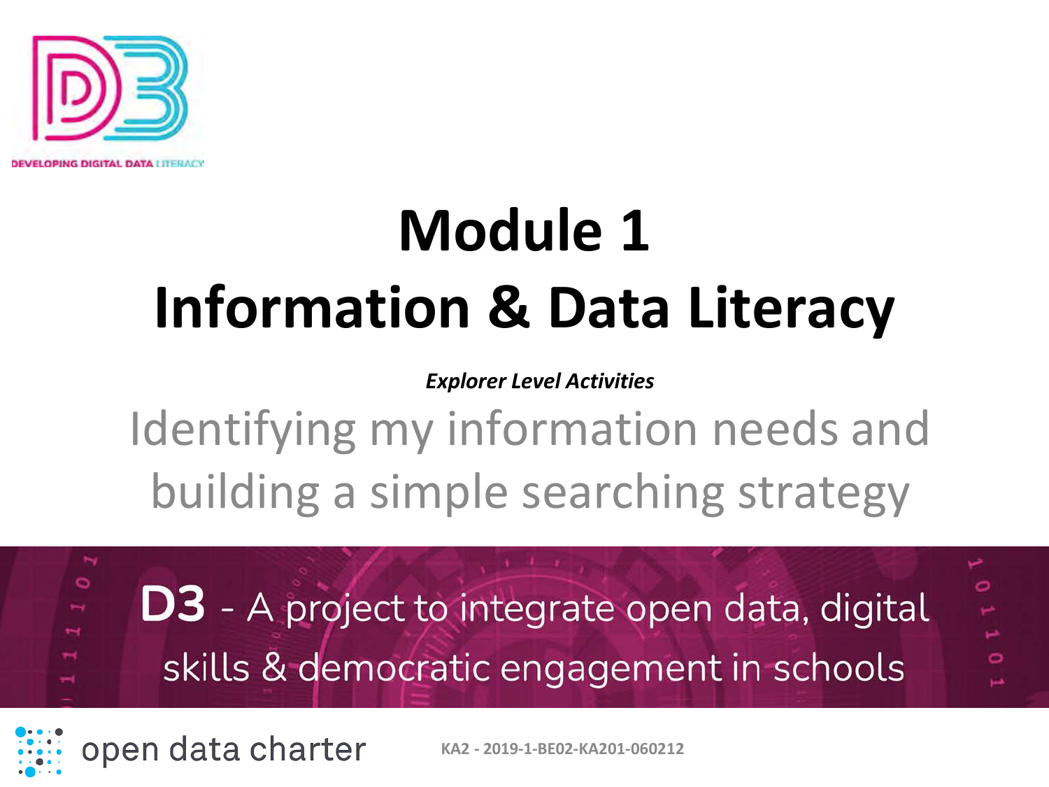DEVELOPING DIGITAL DATA LITERACY

# Module 1
# Information & Data Literacy

***Explorer Level Activities***

## Identifying my information needs and building a simple searching strategy

**D3** - A project to integrate open data, digital skills & democratic engagement in schools

open data charter

KA2 - 2019-1-BE02-KA201-060212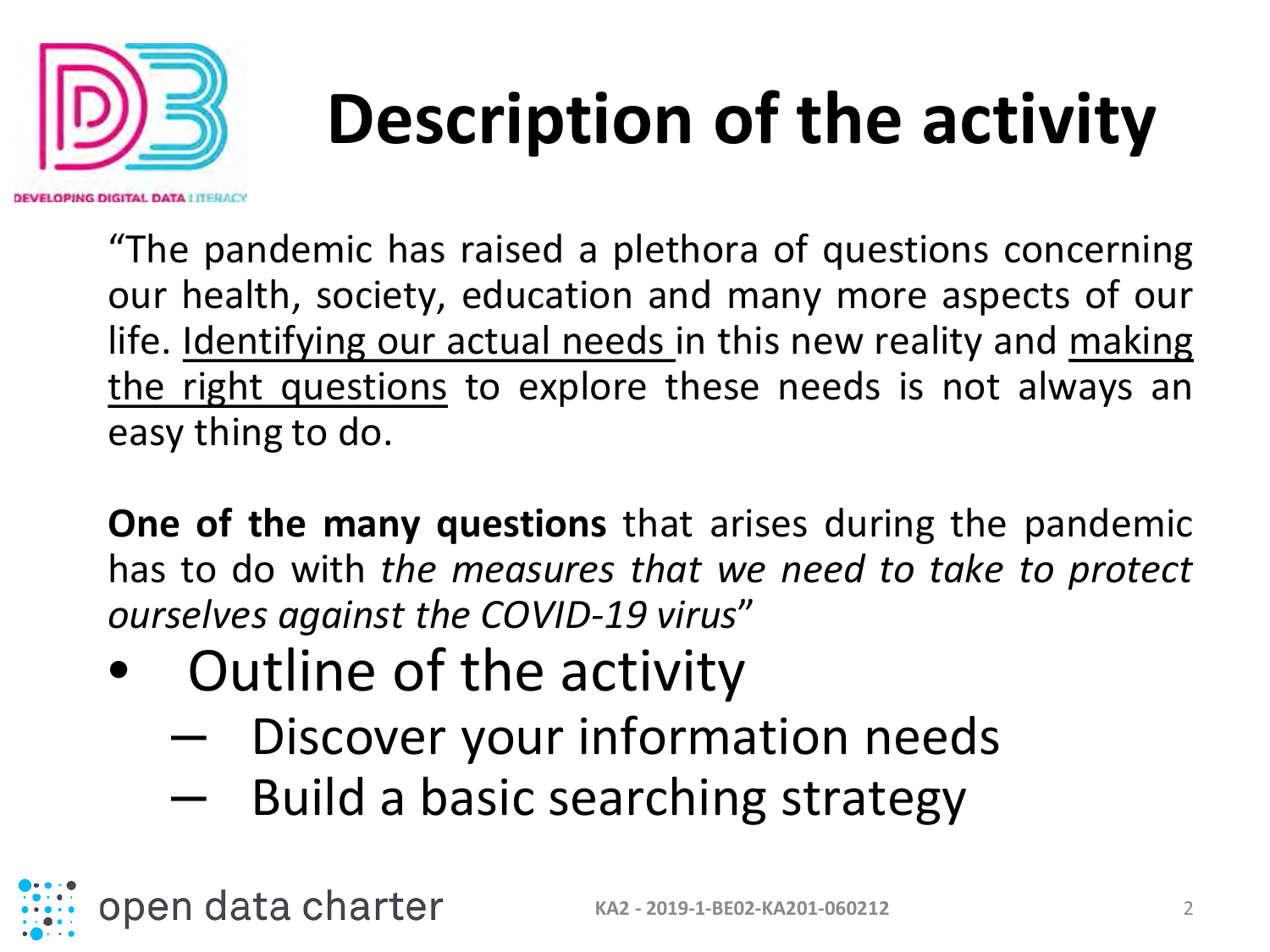# Description of the activity

"The pandemic has raised a plethora of questions concerning our health, society, education and many more aspects of our life. <u>Identifying our actual needs</u> in this new reality and <u>making the right questions</u> to explore these needs is not always an easy thing to do.

**One of the many questions** that arises during the pandemic has to do with *the measures that we need to take to protect ourselves against the COVID-19 virus*"

- Outline of the activity
  - Discover your information needs
  - Build a basic searching strategy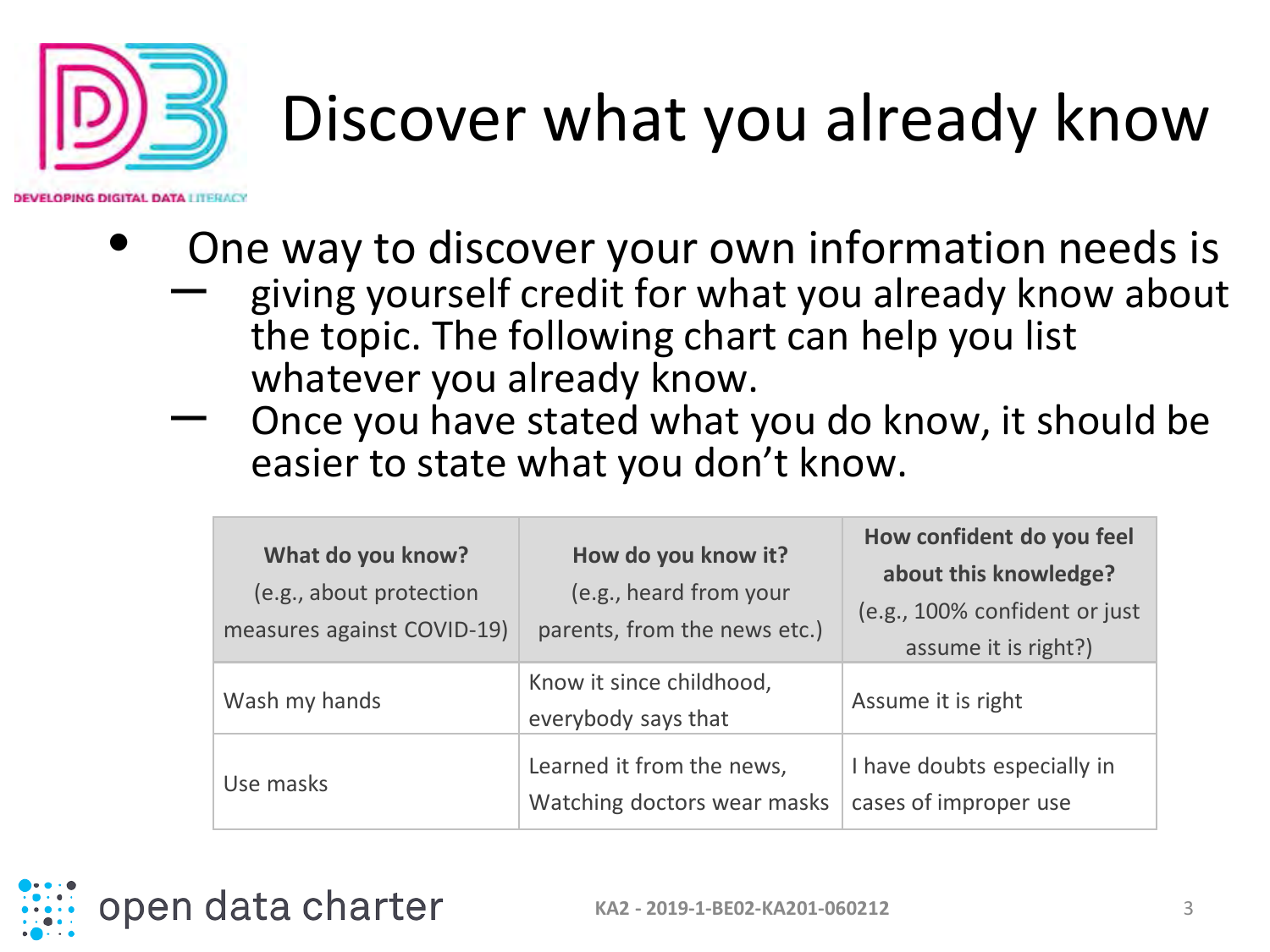# Discover what you already know

- One way to discover your own information needs is
  - giving yourself credit for what you already know about the topic. The following chart can help you list whatever you already know.
  - Once you have stated what you do know, it should be easier to state what you don't know.

| **What do you know?** (e.g., about protection measures against COVID-19) | **How do you know it?** (e.g., heard from your parents, from the news etc.) | **How confident do you feel about this knowledge?** (e.g., 100% confident or just assume it is right?) |
|---|---|---|
| Wash my hands | Know it since childhood, everybody says that | Assume it is right |
| Use masks | Learned it from the news, Watching doctors wear masks | I have doubts especially in cases of improper use |

KA2 - 2019-1-BE02-KA201-060212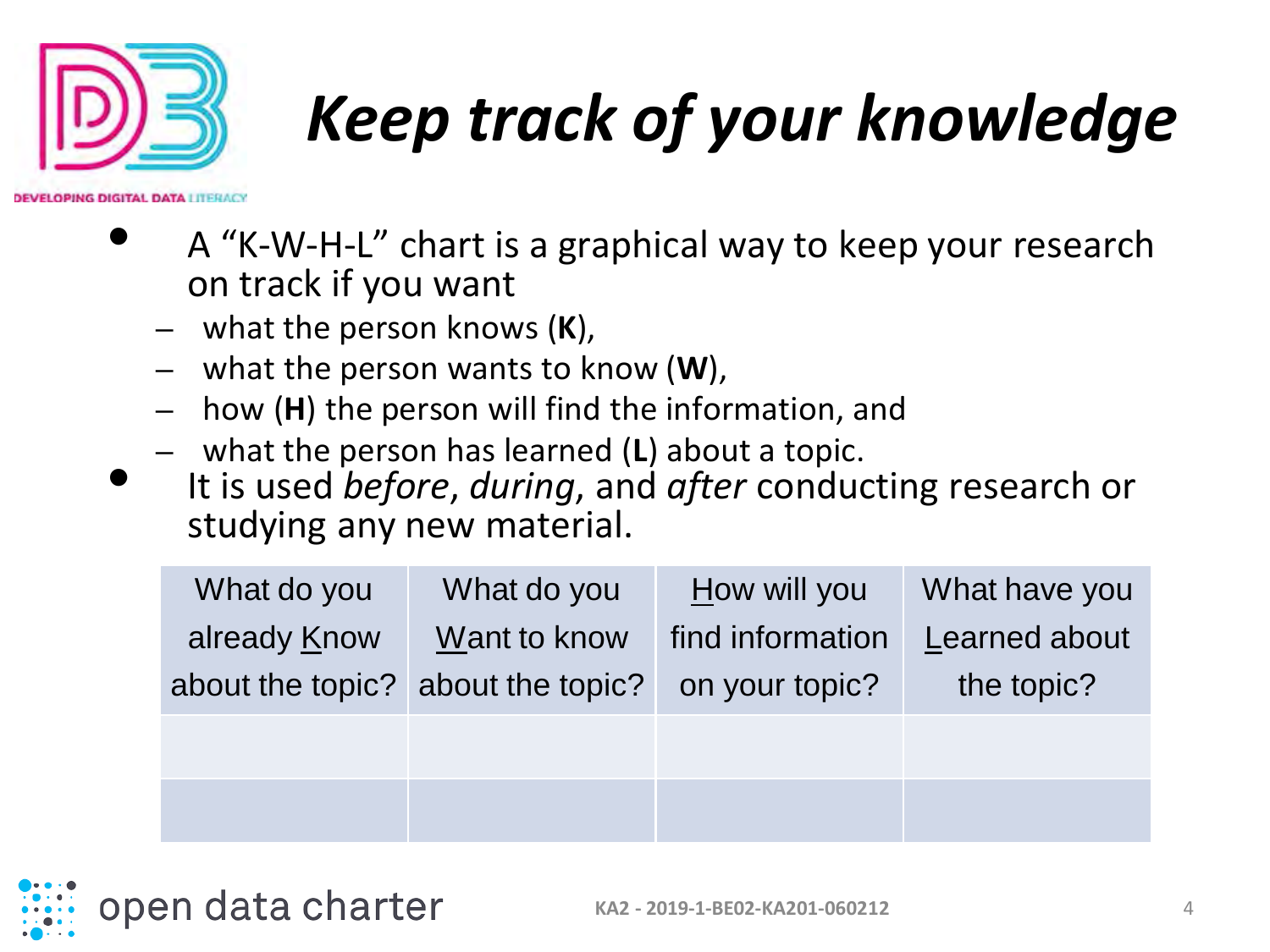# *Keep track of your knowledge*

- A "K-W-H-L" chart is a graphical way to keep your research on track if you want
  - what the person knows (**K**),
  - what the person wants to know (**W**),
  - how (**H**) the person will find the information, and
  - what the person has learned (**L**) about a topic.
- It is used *before*, *during*, and *after* conducting research or studying any new material.

| What do you already Know about the topic? | What do you Want to know about the topic? | How will you find information on your topic? | What have you Learned about the topic? |
|---|---|---|---|
| | | | |
| | | | |

open data charter

KA2 - 2019-1-BE02-KA201-060212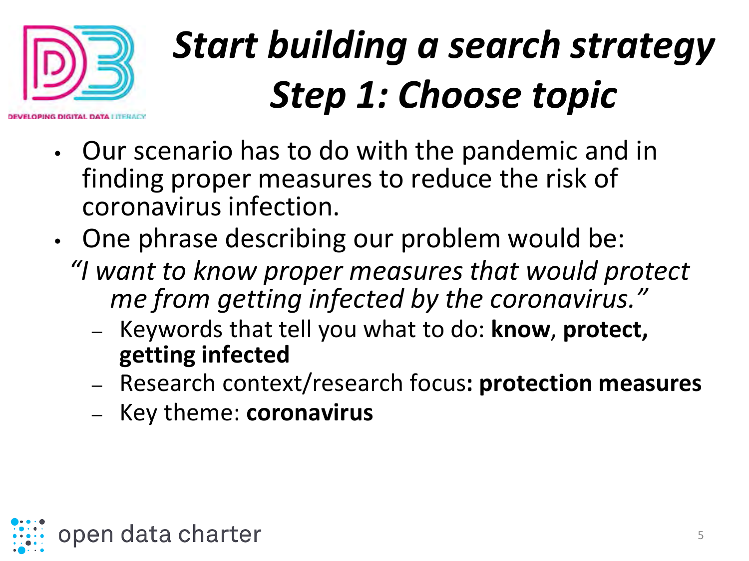# *Start building a search strategy Step 1: Choose topic*

- Our scenario has to do with the pandemic and in finding proper measures to reduce the risk of coronavirus infection.
- One phrase describing our problem would be:

  *"I want to know proper measures that would protect me from getting infected by the coronavirus."*

  - Keywords that tell you what to do: **know**, **protect, getting infected**
  - Research context/research focus**: protection measures**
  - Key theme: **coronavirus**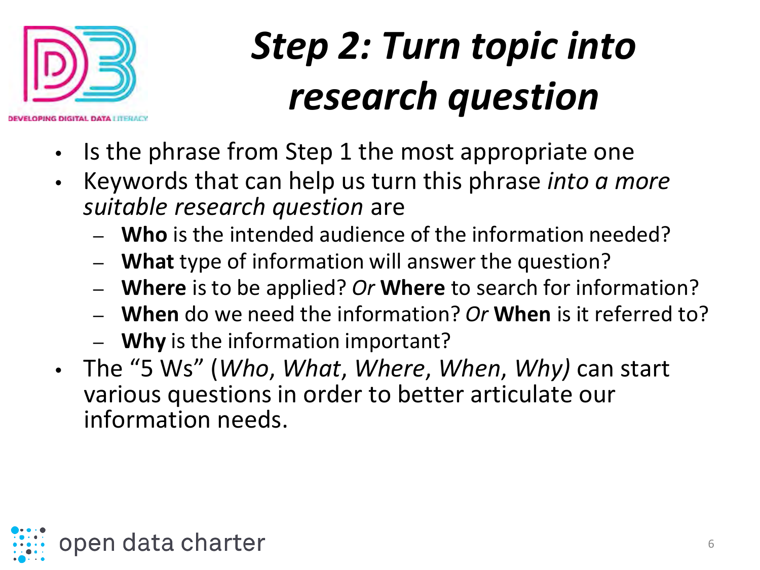# *Step 2: Turn topic into research question*

- Is the phrase from Step 1 the most appropriate one
- Keywords that can help us turn this phrase *into a more suitable research question* are
  - **Who** is the intended audience of the information needed?
  - **What** type of information will answer the question?
  - **Where** is to be applied? *Or* **Where** to search for information?
  - **When** do we need the information? *Or* **When** is it referred to?
  - **Why** is the information important?
- The “5 Ws” (*Who*, *What*, *Where*, *When*, *Why)* can start various questions in order to better articulate our information needs.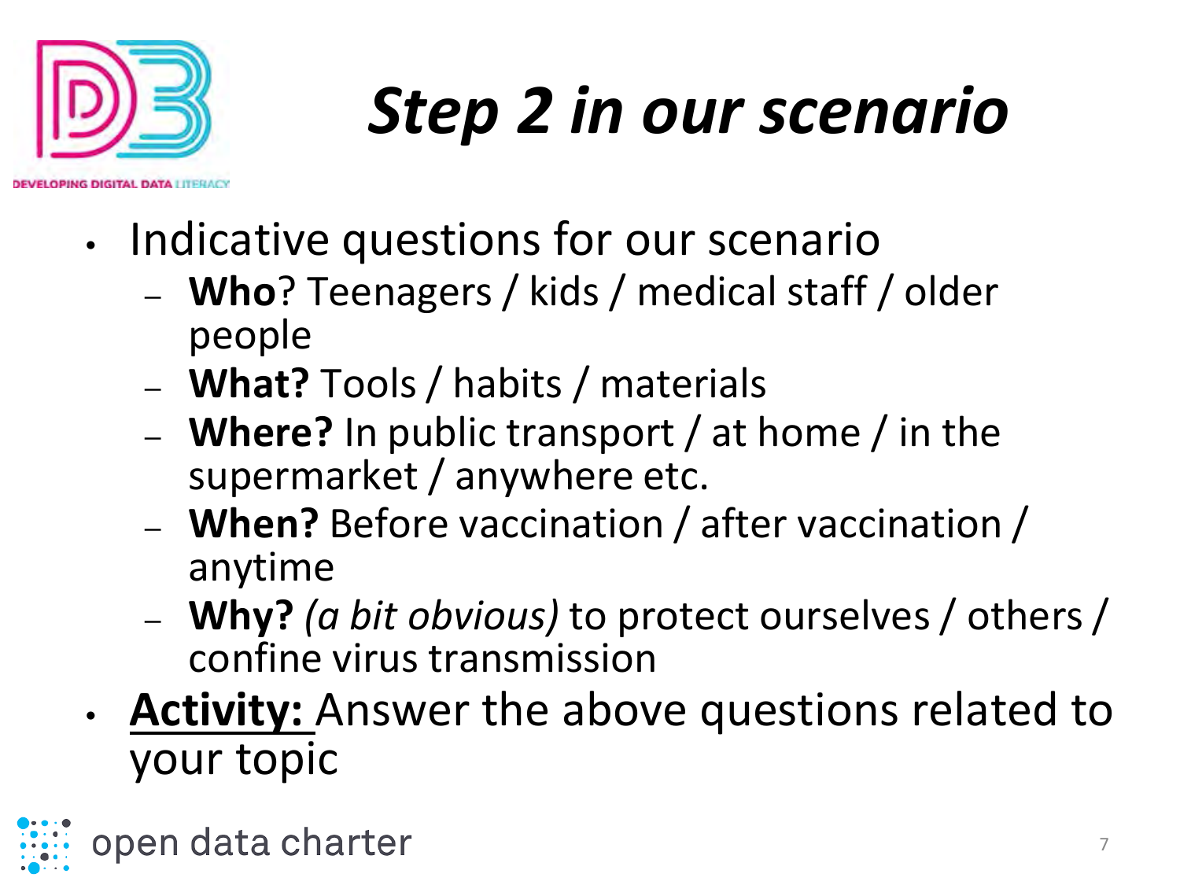# Step 2 in our scenario

- Indicative questions for our scenario
  - **Who**? Teenagers / kids / medical staff / older people
  - **What?** Tools / habits / materials
  - **Where?** In public transport / at home / in the supermarket / anywhere etc.
  - **When?** Before vaccination / after vaccination / anytime
  - **Why?** *(a bit obvious)* to protect ourselves / others / confine virus transmission
- **Activity:** Answer the above questions related to your topic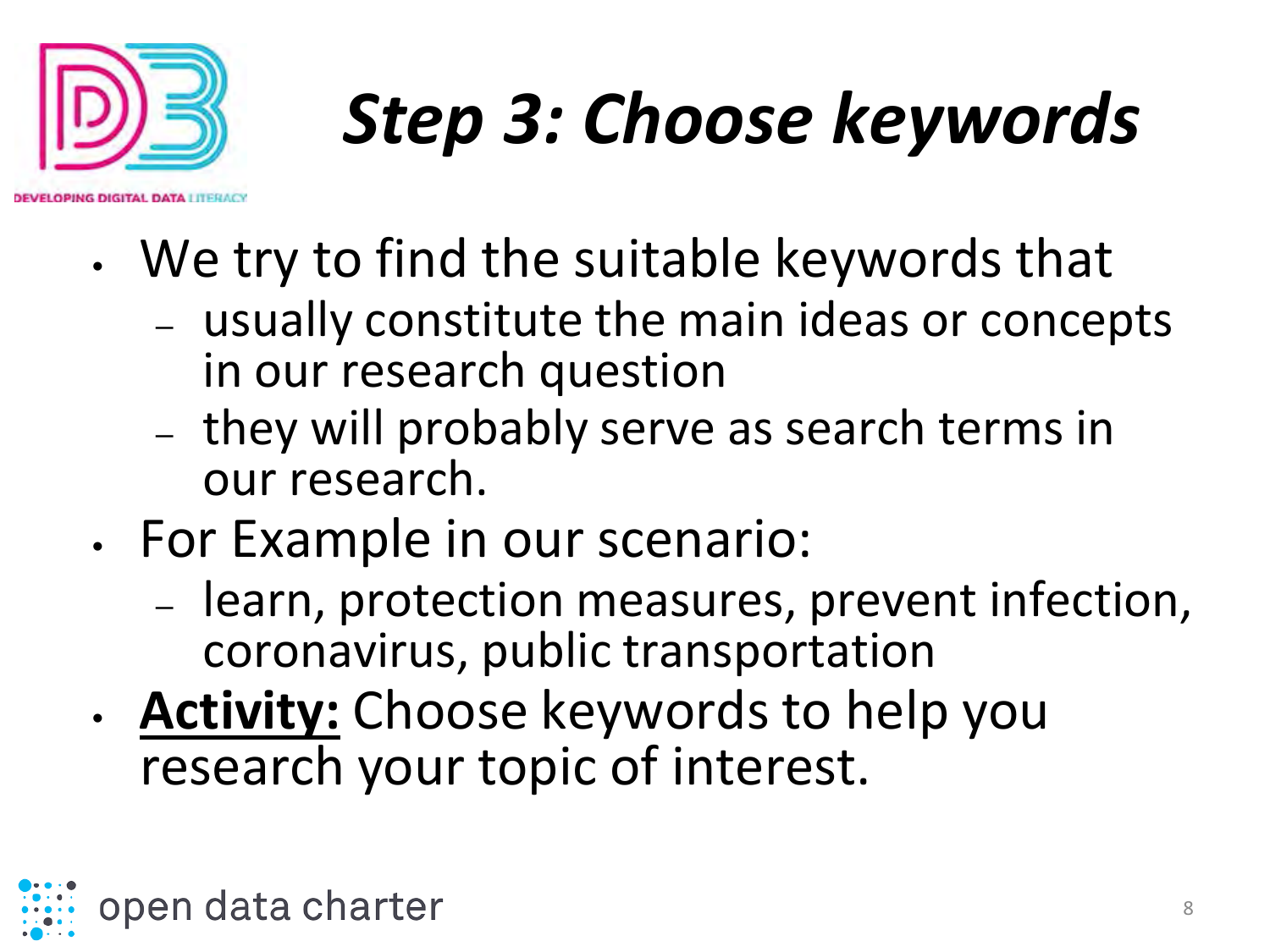# *Step 3: Choose keywords*

- We try to find the suitable keywords that
  - usually constitute the main ideas or concepts in our research question
  - they will probably serve as search terms in our research.
- For Example in our scenario:
  - learn, protection measures, prevent infection, coronavirus, public transportation
- **Activity:** Choose keywords to help you research your topic of interest.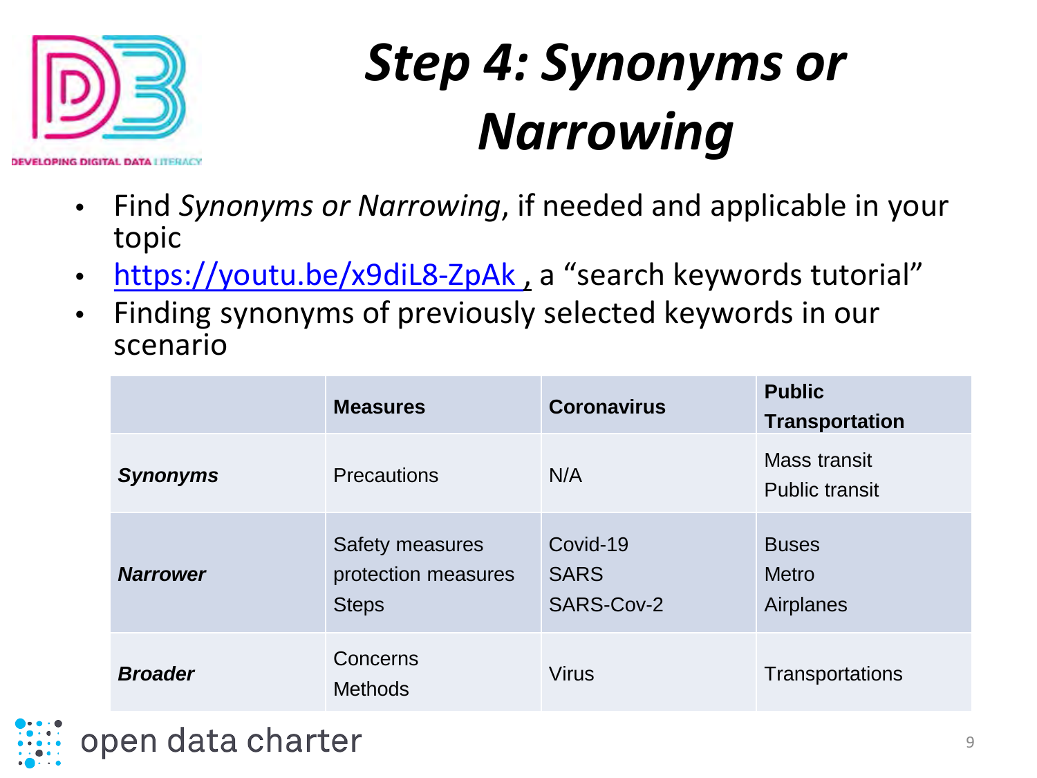# *Step 4: Synonyms or Narrowing*

- Find *Synonyms or Narrowing*, if needed and applicable in your topic
- https://youtu.be/x9diL8-ZpAk , a "search keywords tutorial"
- Finding synonyms of previously selected keywords in our scenario

| | **Measures** | **Coronavirus** | **Public Transportation** |
|---|---|---|---|
| ***Synonyms*** | Precautions | N/A | Mass transit<br>Public transit |
| ***Narrower*** | Safety measures<br>protection measures<br>Steps | Covid-19<br>SARS<br>SARS-Cov-2 | Buses<br>Metro<br>Airplanes |
| ***Broader*** | Concerns<br>Methods | Virus | Transportations |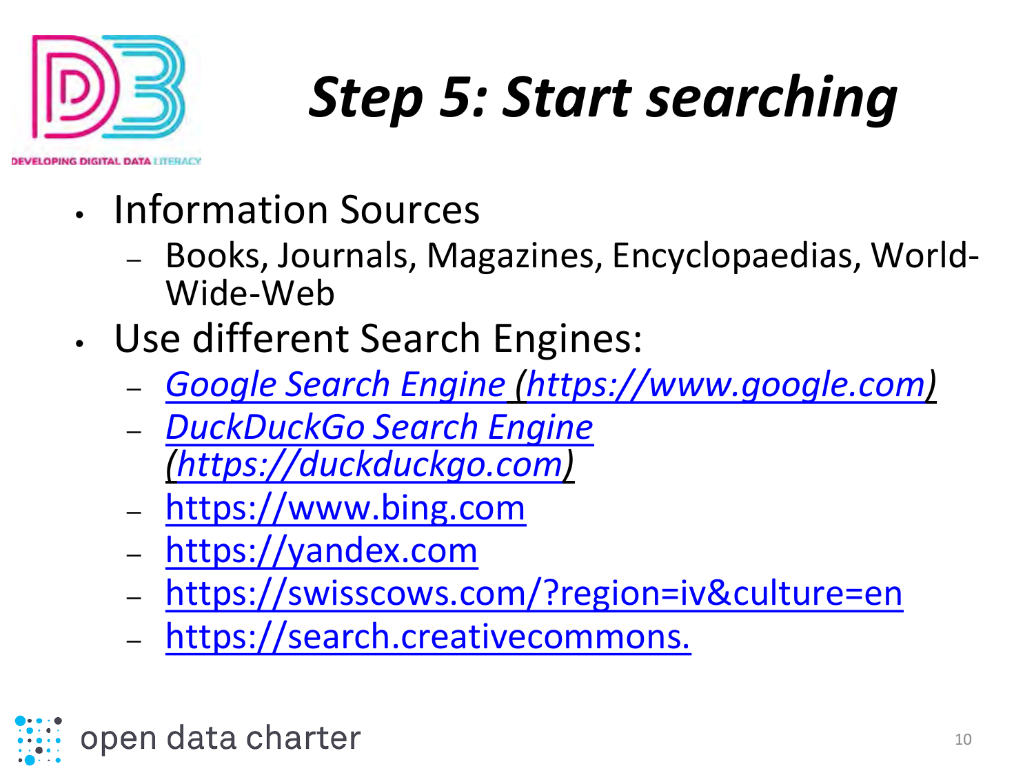# *Step 5: Start searching*

- Information Sources
  - Books, Journals, Magazines, Encyclopaedias, World-Wide-Web
- Use different Search Engines:
  - *Google Search Engine (https://www.google.com)*
  - *DuckDuckGo Search Engine (https://duckduckgo.com)*
  - https://www.bing.com
  - https://yandex.com
  - https://swisscows.com/?region=iv&culture=en
  - https://search.creativecommons.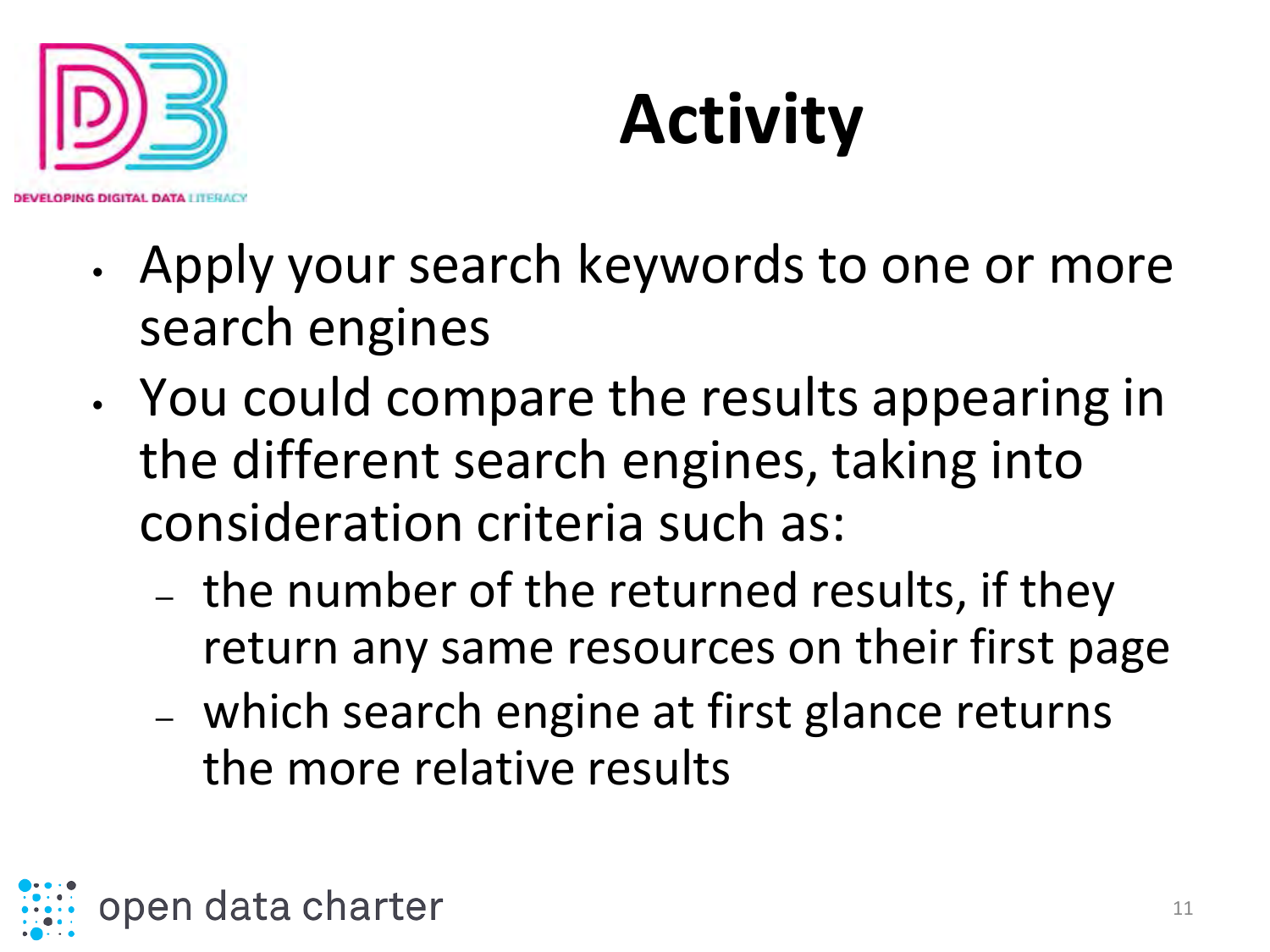# Activity

- Apply your search keywords to one or more search engines
- You could compare the results appearing in the different search engines, taking into consideration criteria such as:
  - the number of the returned results, if they return any same resources on their first page
  - which search engine at first glance returns the more relative results